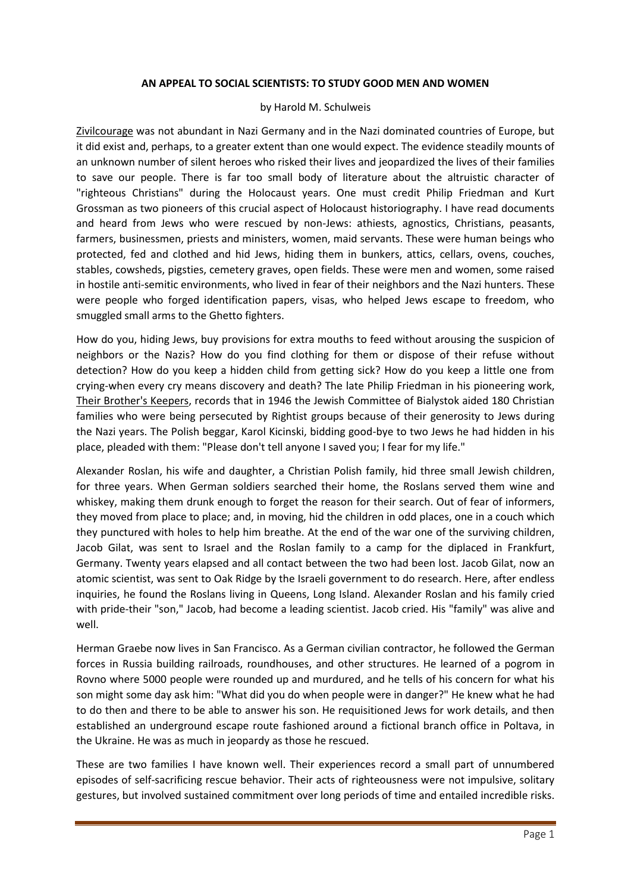**AN APPEAL TO SOCIAL SCIENTISTS: TO STUDY GOOD MEN AND WOMEN**

by Harold M. Schulweis

Zivilcourage was not abundant in Nazi Germany and in the Nazi dominated countries of Europe, but it did exist and, perhaps, to a greater extent than one would expect. The evidence steadily mounts of an unknown number of silent heroes who risked their lives and jeopardized the lives of their families to save our people. There is far too small body of literature about the altruistic character of "righteous Christians" during the Holocaust years. One must credit Philip Friedman and Kurt Grossman as two pioneers of this crucial aspect of Holocaust historiography. I have read documents and heard from Jews who were rescued by non-Jews: athiests, agnostics, Christians, peasants, farmers, businessmen, priests and ministers, women, maid servants. These were human beings who protected, fed and clothed and hid Jews, hiding them in bunkers, attics, cellars, ovens, couches, stables, cowsheds, pigsties, cemetery graves, open fields. These were men and women, some raised in hostile anti-semitic environments, who lived in fear of their neighbors and the Nazi hunters. These were people who forged identification papers, visas, who helped Jews escape to freedom, who smuggled small arms to the Ghetto fighters.

How do you, hiding Jews, buy provisions for extra mouths to feed without arousing the suspicion of neighbors or the Nazis? How do you find clothing for them or dispose of their refuse without detection? How do you keep a hidden child from getting sick? How do you keep a little one from crying-when every cry means discovery and death? The late Philip Friedman in his pioneering work, Their Brother's Keepers, records that in 1946 the Jewish Committee of Bialystok aided 180 Christian families who were being persecuted by Rightist groups because of their generosity to Jews during the Nazi years. The Polish beggar, Karol Kicinski, bidding good-bye to two Jews he had hidden in his place, pleaded with them: "Please don't tell anyone I saved you; I fear for my life."

Alexander Roslan, his wife and daughter, a Christian Polish family, hid three small Jewish children, for three years. When German soldiers searched their home, the Roslans served them wine and whiskey, making them drunk enough to forget the reason for their search. Out of fear of informers, they moved from place to place; and, in moving, hid the children in odd places, one in a couch which they punctured with holes to help him breathe. At the end of the war one of the surviving children, Jacob Gilat, was sent to Israel and the Roslan family to a camp for the diplaced in Frankfurt, Germany. Twenty years elapsed and all contact between the two had been lost. Jacob Gilat, now an atomic scientist, was sent to Oak Ridge by the Israeli government to do research. Here, after endless inquiries, he found the Roslans living in Queens, Long Island. Alexander Roslan and his family cried with pride-their "son," Jacob, had become a leading scientist. Jacob cried. His "family" was alive and well.

Herman Graebe now lives in San Francisco. As a German civilian contractor, he followed the German forces in Russia building railroads, roundhouses, and other structures. He learned of a pogrom in Rovno where 5000 people were rounded up and murdured, and he tells of his concern for what his son might some day ask him: "What did you do when people were in danger?" He knew what he had to do then and there to be able to answer his son. He requisitioned Jews for work details, and then established an underground escape route fashioned around a fictional branch office in Poltava, in the Ukraine. He was as much in jeopardy as those he rescued.

These are two families I have known well. Their experiences record a small part of unnumbered episodes of self-sacrificing rescue behavior. Their acts of righteousness were not impulsive, solitary gestures, but involved sustained commitment over long periods of time and entailed incredible risks.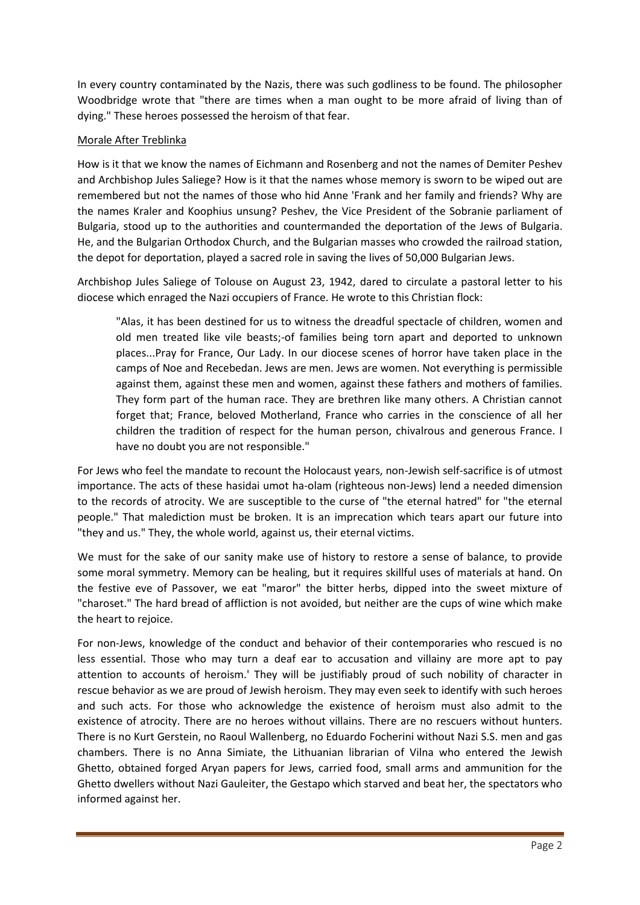In every country contaminated by the Nazis, there was such godliness to be found. The philosopher Woodbridge wrote that "there are times when a man ought to be more afraid of living than of dying." These heroes possessed the heroism of that fear.

## Morale After Treblinka

How is it that we know the names of Eichmann and Rosenberg and not the names of Demiter Peshev and Archbishop Jules Saliege? How is it that the names whose memory is sworn to be wiped out are remembered but not the names of those who hid Anne 'Frank and her family and friends? Why are the names Kraler and Koophius unsung? Peshev, the Vice President of the Sobranie parliament of Bulgaria, stood up to the authorities and countermanded the deportation of the Jews of Bulgaria. He, and the Bulgarian Orthodox Church, and the Bulgarian masses who crowded the railroad station, the depot for deportation, played a sacred role in saving the lives of 50,000 Bulgarian Jews.

Archbishop Jules Saliege of Tolouse on August 23, 1942, dared to circulate a pastoral letter to his diocese which enraged the Nazi occupiers of France. He wrote to this Christian flock:

> "Alas, it has been destined for us to witness the dreadful spectacle of children, women and old men treated like vile beasts;-of families being torn apart and deported to unknown places...Pray for France, Our Lady. In our diocese scenes of horror have taken place in the camps of Noe and Recebedan. Jews are men. Jews are women. Not everything is permissible against them, against these men and women, against these fathers and mothers of families. They form part of the human race. They are brethren like many others. A Christian cannot forget that; France, beloved Motherland, France who carries in the conscience of all her children the tradition of respect for the human person, chivalrous and generous France. I have no doubt you are not responsible."

For Jews who feel the mandate to recount the Holocaust years, non-Jewish self-sacrifice is of utmost importance. The acts of these hasidai umot ha-olam (righteous non-Jews) lend a needed dimension to the records of atrocity. We are susceptible to the curse of "the eternal hatred" for "the eternal people." That malediction must be broken. It is an imprecation which tears apart our future into "they and us." They, the whole world, against us, their eternal victims.

We must for the sake of our sanity make use of history to restore a sense of balance, to provide some moral symmetry. Memory can be healing, but it requires skillful uses of materials at hand. On the festive eve of Passover, we eat "maror" the bitter herbs, dipped into the sweet mixture of "charoset." The hard bread of affliction is not avoided, but neither are the cups of wine which make the heart to rejoice.

For non-Jews, knowledge of the conduct and behavior of their contemporaries who rescued is no less essential. Those who may turn a deaf ear to accusation and villainy are more apt to pay attention to accounts of heroism.' They will be justifiably proud of such nobility of character in rescue behavior as we are proud of Jewish heroism. They may even seek to identify with such heroes and such acts. For those who acknowledge the existence of heroism must also admit to the existence of atrocity. There are no heroes without villains. There are no rescuers without hunters. There is no Kurt Gerstein, no Raoul Wallenberg, no Eduardo Focherini without Nazi S.S. men and gas chambers. There is no Anna Simiate, the Lithuanian librarian of Vilna who entered the Jewish Ghetto, obtained forged Aryan papers for Jews, carried food, small arms and ammunition for the Ghetto dwellers without Nazi Gauleiter, the Gestapo which starved and beat her, the spectators who informed against her.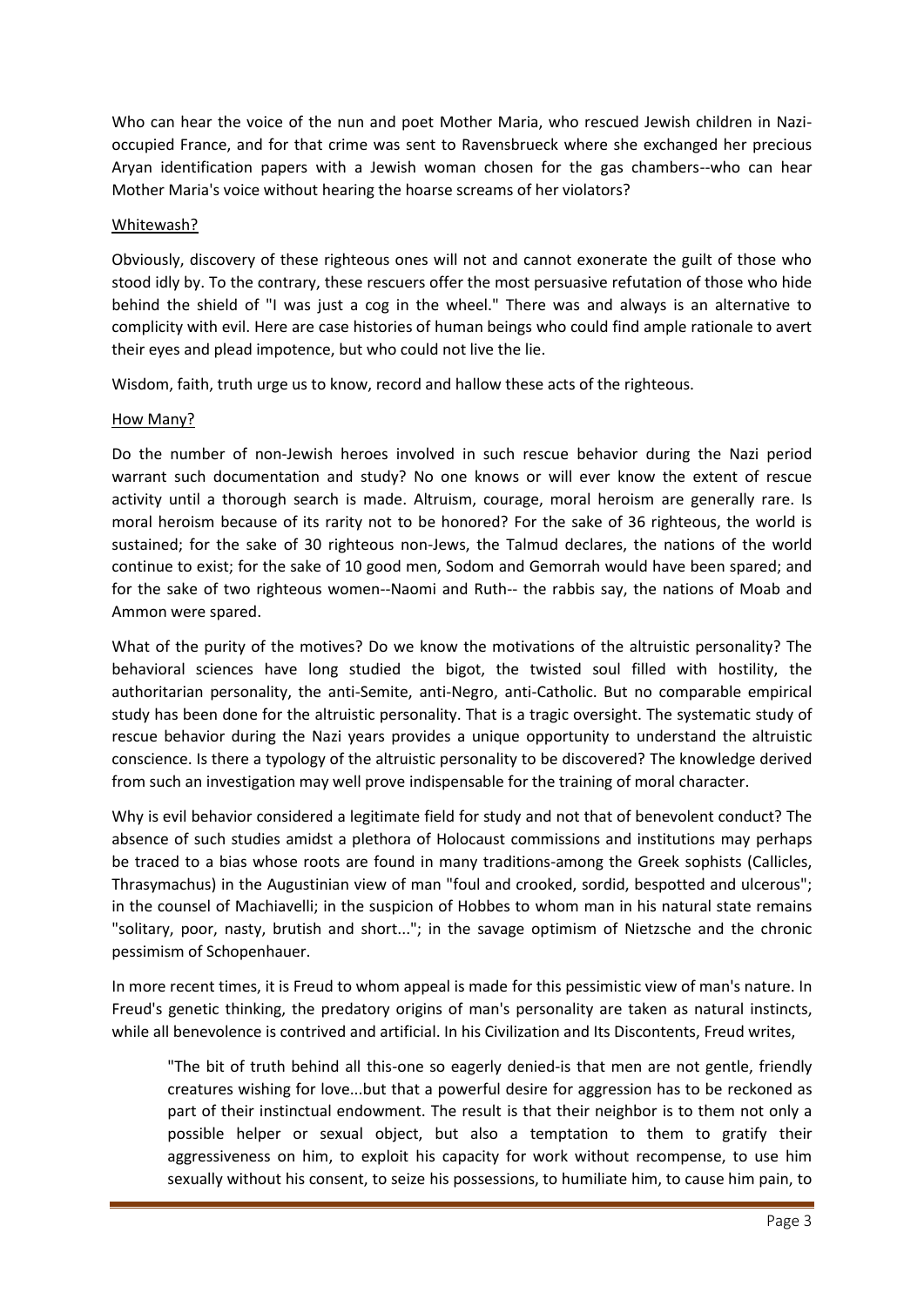Who can hear the voice of the nun and poet Mother Maria, who rescued Jewish children in Nazi-occupied France, and for that crime was sent to Ravensbrueck where she exchanged her precious Aryan identification papers with a Jewish woman chosen for the gas chambers--who can hear Mother Maria's voice without hearing the hoarse screams of her violators?

## Whitewash?

Obviously, discovery of these righteous ones will not and cannot exonerate the guilt of those who stood idly by. To the contrary, these rescuers offer the most persuasive refutation of those who hide behind the shield of "I was just a cog in the wheel." There was and always is an alternative to complicity with evil. Here are case histories of human beings who could find ample rationale to avert their eyes and plead impotence, but who could not live the lie.

Wisdom, faith, truth urge us to know, record and hallow these acts of the righteous.

## How Many?

Do the number of non-Jewish heroes involved in such rescue behavior during the Nazi period warrant such documentation and study? No one knows or will ever know the extent of rescue activity until a thorough search is made. Altruism, courage, moral heroism are generally rare. Is moral heroism because of its rarity not to be honored? For the sake of 36 righteous, the world is sustained; for the sake of 30 righteous non-Jews, the Talmud declares, the nations of the world continue to exist; for the sake of 10 good men, Sodom and Gemorrah would have been spared; and for the sake of two righteous women--Naomi and Ruth-- the rabbis say, the nations of Moab and Ammon were spared.

What of the purity of the motives? Do we know the motivations of the altruistic personality? The behavioral sciences have long studied the bigot, the twisted soul filled with hostility, the authoritarian personality, the anti-Semite, anti-Negro, anti-Catholic. But no comparable empirical study has been done for the altruistic personality. That is a tragic oversight. The systematic study of rescue behavior during the Nazi years provides a unique opportunity to understand the altruistic conscience. Is there a typology of the altruistic personality to be discovered? The knowledge derived from such an investigation may well prove indispensable for the training of moral character.

Why is evil behavior considered a legitimate field for study and not that of benevolent conduct? The absence of such studies amidst a plethora of Holocaust commissions and institutions may perhaps be traced to a bias whose roots are found in many traditions-among the Greek sophists (Callicles, Thrasymachus) in the Augustinian view of man "foul and crooked, sordid, bespotted and ulcerous"; in the counsel of Machiavelli; in the suspicion of Hobbes to whom man in his natural state remains "solitary, poor, nasty, brutish and short..."; in the savage optimism of Nietzsche and the chronic pessimism of Schopenhauer.

In more recent times, it is Freud to whom appeal is made for this pessimistic view of man's nature. In Freud's genetic thinking, the predatory origins of man's personality are taken as natural instincts, while all benevolence is contrived and artificial. In his Civilization and Its Discontents, Freud writes,

> "The bit of truth behind all this-one so eagerly denied-is that men are not gentle, friendly creatures wishing for love...but that a powerful desire for aggression has to be reckoned as part of their instinctual endowment. The result is that their neighbor is to them not only a possible helper or sexual object, but also a temptation to them to gratify their aggressiveness on him, to exploit his capacity for work without recompense, to use him sexually without his consent, to seize his possessions, to humiliate him, to cause him pain, to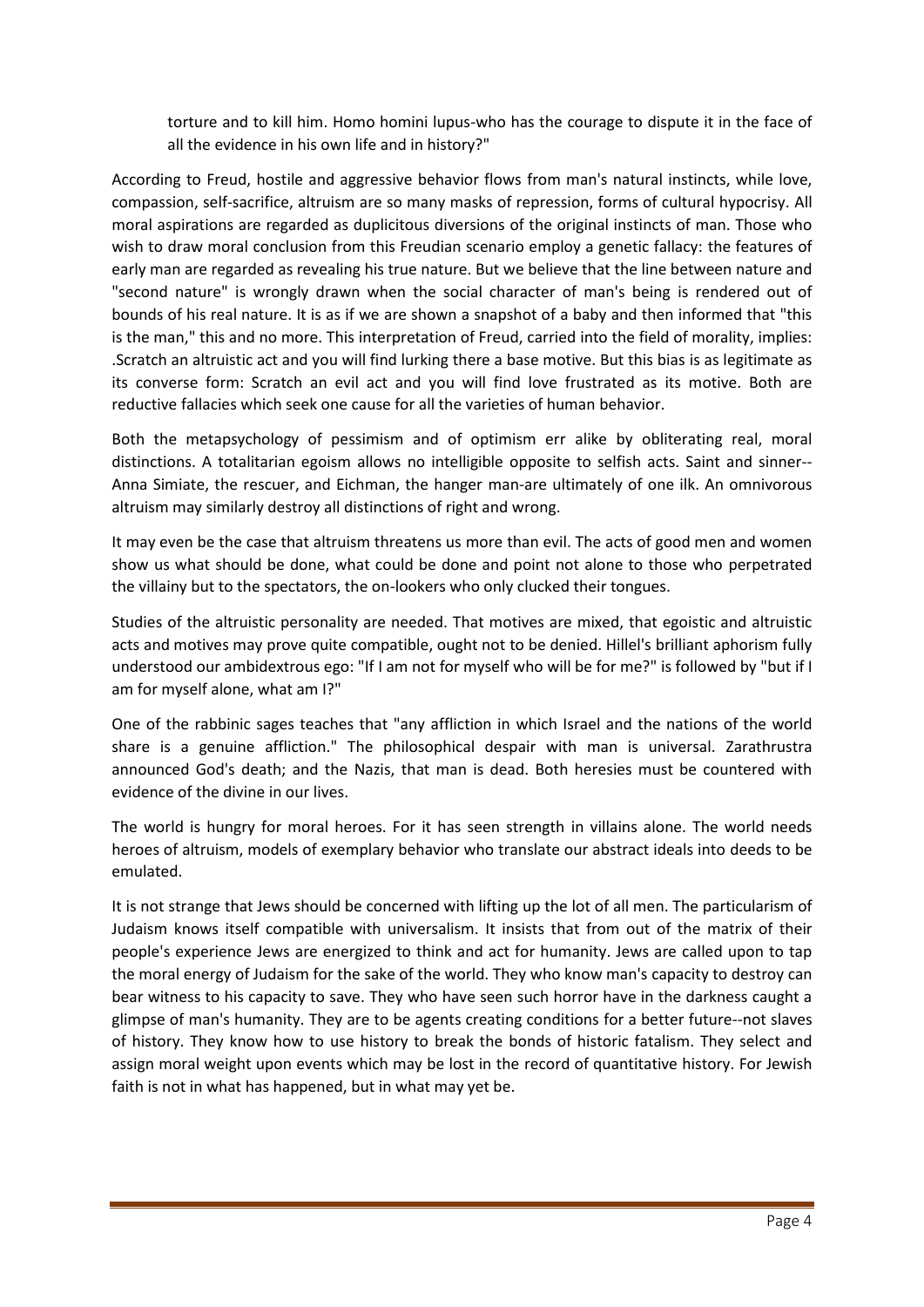torture and to kill him. Homo homini lupus-who has the courage to dispute it in the face of all the evidence in his own life and in history?"

According to Freud, hostile and aggressive behavior flows from man's natural instincts, while love, compassion, self-sacrifice, altruism are so many masks of repression, forms of cultural hypocrisy. All moral aspirations are regarded as duplicitous diversions of the original instincts of man. Those who wish to draw moral conclusion from this Freudian scenario employ a genetic fallacy: the features of early man are regarded as revealing his true nature. But we believe that the line between nature and "second nature" is wrongly drawn when the social character of man's being is rendered out of bounds of his real nature. It is as if we are shown a snapshot of a baby and then informed that "this is the man," this and no more. This interpretation of Freud, carried into the field of morality, implies: .Scratch an altruistic act and you will find lurking there a base motive. But this bias is as legitimate as its converse form: Scratch an evil act and you will find love frustrated as its motive. Both are reductive fallacies which seek one cause for all the varieties of human behavior.

Both the metapsychology of pessimism and of optimism err alike by obliterating real, moral distinctions. A totalitarian egoism allows no intelligible opposite to selfish acts. Saint and sinner--Anna Simiate, the rescuer, and Eichman, the hanger man-are ultimately of one ilk. An omnivorous altruism may similarly destroy all distinctions of right and wrong.

It may even be the case that altruism threatens us more than evil. The acts of good men and women show us what should be done, what could be done and point not alone to those who perpetrated the villainy but to the spectators, the on-lookers who only clucked their tongues.

Studies of the altruistic personality are needed. That motives are mixed, that egoistic and altruistic acts and motives may prove quite compatible, ought not to be denied. Hillel's brilliant aphorism fully understood our ambidextrous ego: "If I am not for myself who will be for me?" is followed by "but if I am for myself alone, what am I?"

One of the rabbinic sages teaches that "any affliction in which Israel and the nations of the world share is a genuine affliction." The philosophical despair with man is universal. Zarathrustra announced God's death; and the Nazis, that man is dead. Both heresies must be countered with evidence of the divine in our lives.

The world is hungry for moral heroes. For it has seen strength in villains alone. The world needs heroes of altruism, models of exemplary behavior who translate our abstract ideals into deeds to be emulated.

It is not strange that Jews should be concerned with lifting up the lot of all men. The particularism of Judaism knows itself compatible with universalism. It insists that from out of the matrix of their people's experience Jews are energized to think and act for humanity. Jews are called upon to tap the moral energy of Judaism for the sake of the world. They who know man's capacity to destroy can bear witness to his capacity to save. They who have seen such horror have in the darkness caught a glimpse of man's humanity. They are to be agents creating conditions for a better future--not slaves of history. They know how to use history to break the bonds of historic fatalism. They select and assign moral weight upon events which may be lost in the record of quantitative history. For Jewish faith is not in what has happened, but in what may yet be.